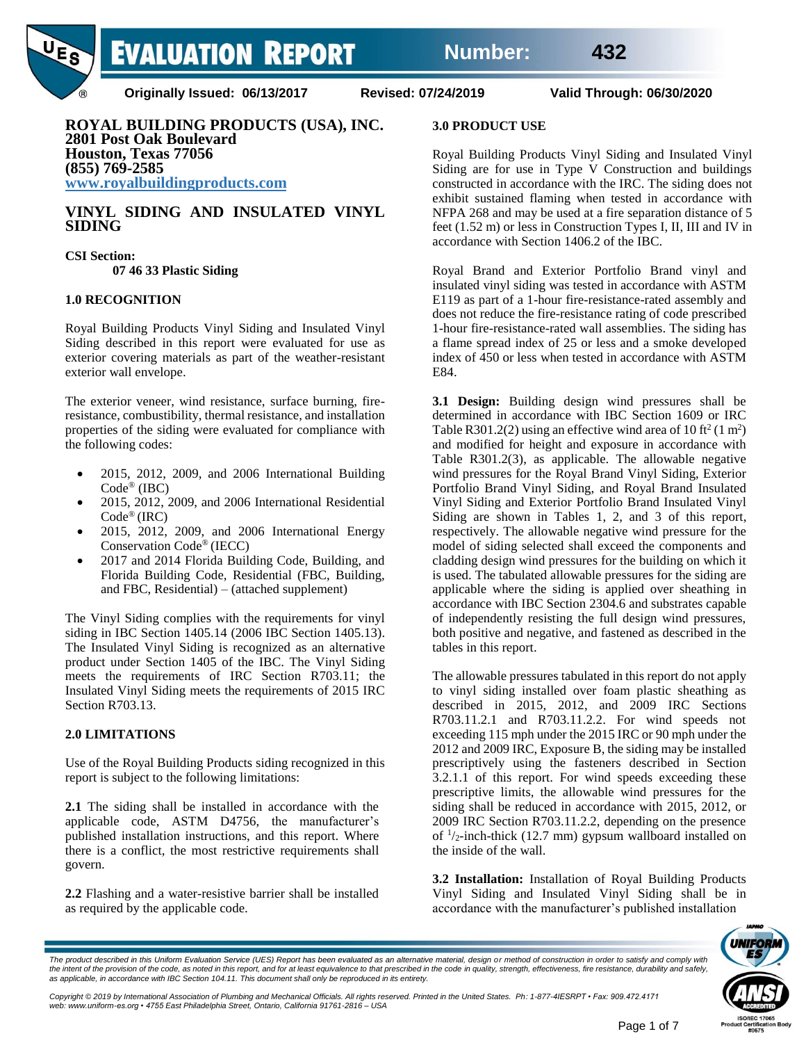# EVALUATION REPORT

**Number: 432**

**Originally Issued: 06/13/2017** **Revised: 07/24/2019** **Valid Through: 06/30/2020**

**ROYAL BUILDING PRODUCTS (USA), INC.**
**2801 Post Oak Boulevard**
**Houston, Texas 77056**
**(855) 769-2585**
**www.royalbuildingproducts.com**

## VINYL SIDING AND INSULATED VINYL SIDING

**CSI Section:**
**07 46 33 Plastic Siding**

### 1.0 RECOGNITION

Royal Building Products Vinyl Siding and Insulated Vinyl Siding described in this report were evaluated for use as exterior covering materials as part of the weather-resistant exterior wall envelope.

The exterior veneer, wind resistance, surface burning, fire-resistance, combustibility, thermal resistance, and installation properties of the siding were evaluated for compliance with the following codes:

- 2015, 2012, 2009, and 2006 International Building Code® (IBC)
- 2015, 2012, 2009, and 2006 International Residential Code® (IRC)
- 2015, 2012, 2009, and 2006 International Energy Conservation Code® (IECC)
- 2017 and 2014 Florida Building Code, Building, and Florida Building Code, Residential (FBC, Building, and FBC, Residential) – (attached supplement)

The Vinyl Siding complies with the requirements for vinyl siding in IBC Section 1405.14 (2006 IBC Section 1405.13). The Insulated Vinyl Siding is recognized as an alternative product under Section 1405 of the IBC. The Vinyl Siding meets the requirements of IRC Section R703.11; the Insulated Vinyl Siding meets the requirements of 2015 IRC Section R703.13.

### 2.0 LIMITATIONS

Use of the Royal Building Products siding recognized in this report is subject to the following limitations:

**2.1** The siding shall be installed in accordance with the applicable code, ASTM D4756, the manufacturer's published installation instructions, and this report. Where there is a conflict, the most restrictive requirements shall govern.

**2.2** Flashing and a water-resistive barrier shall be installed as required by the applicable code.

### 3.0 PRODUCT USE

Royal Building Products Vinyl Siding and Insulated Vinyl Siding are for use in Type V Construction and buildings constructed in accordance with the IRC. The siding does not exhibit sustained flaming when tested in accordance with NFPA 268 and may be used at a fire separation distance of 5 feet (1.52 m) or less in Construction Types I, II, III and IV in accordance with Section 1406.2 of the IBC.

Royal Brand and Exterior Portfolio Brand vinyl and insulated vinyl siding was tested in accordance with ASTM E119 as part of a 1-hour fire-resistance-rated assembly and does not reduce the fire-resistance rating of code prescribed 1-hour fire-resistance-rated wall assemblies. The siding has a flame spread index of 25 or less and a smoke developed index of 450 or less when tested in accordance with ASTM E84.

**3.1 Design:** Building design wind pressures shall be determined in accordance with IBC Section 1609 or IRC Table R301.2(2) using an effective wind area of 10 ft$^2$ (1 m$^2$) and modified for height and exposure in accordance with Table R301.2(3), as applicable. The allowable negative wind pressures for the Royal Brand Vinyl Siding, Exterior Portfolio Brand Vinyl Siding, and Royal Brand Insulated Vinyl Siding and Exterior Portfolio Brand Insulated Vinyl Siding are shown in Tables 1, 2, and 3 of this report, respectively. The allowable negative wind pressure for the model of siding selected shall exceed the components and cladding design wind pressures for the building on which it is used. The tabulated allowable pressures for the siding are applicable where the siding is applied over sheathing in accordance with IBC Section 2304.6 and substrates capable of independently resisting the full design wind pressures, both positive and negative, and fastened as described in the tables in this report.

The allowable pressures tabulated in this report do not apply to vinyl siding installed over foam plastic sheathing as described in 2015, 2012, and 2009 IRC Sections R703.11.2.1 and R703.11.2.2. For wind speeds not exceeding 115 mph under the 2015 IRC or 90 mph under the 2012 and 2009 IRC, Exposure B, the siding may be installed prescriptively using the fasteners described in Section 3.2.1.1 of this report. For wind speeds exceeding these prescriptive limits, the allowable wind pressures for the siding shall be reduced in accordance with 2015, 2012, or 2009 IRC Section R703.11.2.2, depending on the presence of $^1/_2$-inch-thick (12.7 mm) gypsum wallboard installed on the inside of the wall.

**3.2 Installation:** Installation of Royal Building Products Vinyl Siding and Insulated Vinyl Siding shall be in accordance with the manufacturer's published installation

*The product described in this Uniform Evaluation Service (UES) Report has been evaluated as an alternative material, design or method of construction in order to satisfy and comply with the intent of the provision of the code, as noted in this report, and for at least equivalence to that prescribed in the code in quality, strength, effectiveness, fire resistance, durability and safely, as applicable, in accordance with IBC Section 104.11. This document shall only be reproduced in its entirety.*

*Copyright © 2019 by International Association of Plumbing and Mechanical Officials. All rights reserved. Printed in the United States. Ph: 1-877-4IESRPT • Fax: 909.472.4171 web: www.uniform-es.org • 4755 East Philadelphia Street, Ontario, California 91761-2816 – USA*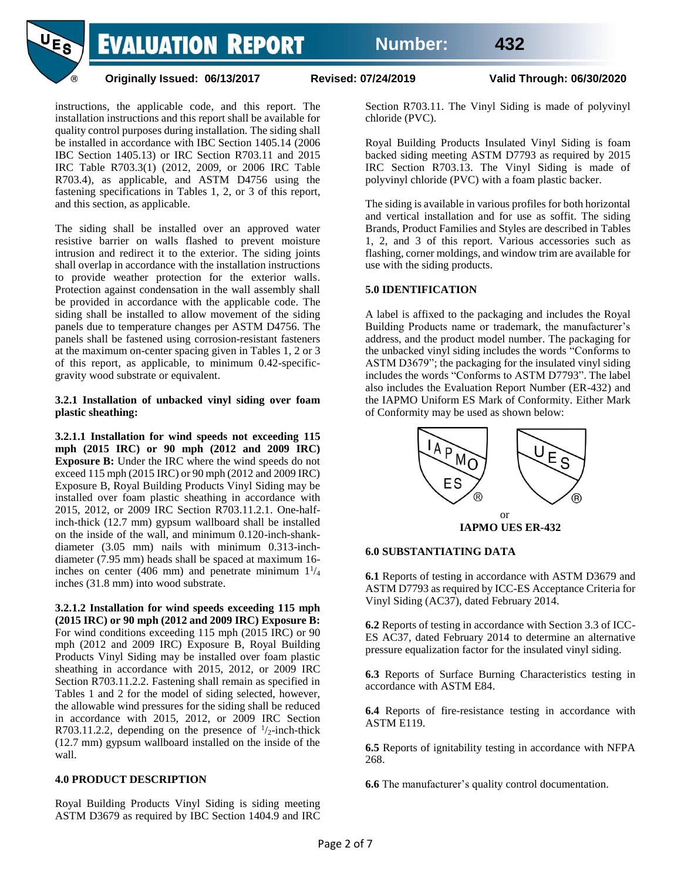instructions, the applicable code, and this report. The installation instructions and this report shall be available for quality control purposes during installation. The siding shall be installed in accordance with IBC Section 1405.14 (2006 IBC Section 1405.13) or IRC Section R703.11 and 2015 IRC Table R703.3(1) (2012, 2009, or 2006 IRC Table R703.4), as applicable, and ASTM D4756 using the fastening specifications in Tables 1, 2, or 3 of this report, and this section, as applicable.

The siding shall be installed over an approved water resistive barrier on walls flashed to prevent moisture intrusion and redirect it to the exterior. The siding joints shall overlap in accordance with the installation instructions to provide weather protection for the exterior walls. Protection against condensation in the wall assembly shall be provided in accordance with the applicable code. The siding shall be installed to allow movement of the siding panels due to temperature changes per ASTM D4756. The panels shall be fastened using corrosion-resistant fasteners at the maximum on-center spacing given in Tables 1, 2 or 3 of this report, as applicable, to minimum 0.42-specific-gravity wood substrate or equivalent.

**3.2.1 Installation of unbacked vinyl siding over foam plastic sheathing:**

**3.2.1.1 Installation for wind speeds not exceeding 115 mph (2015 IRC) or 90 mph (2012 and 2009 IRC) Exposure B:** Under the IRC where the wind speeds do not exceed 115 mph (2015 IRC) or 90 mph (2012 and 2009 IRC) Exposure B, Royal Building Products Vinyl Siding may be installed over foam plastic sheathing in accordance with 2015, 2012, or 2009 IRC Section R703.11.2.1. One-half-inch-thick (12.7 mm) gypsum wallboard shall be installed on the inside of the wall, and minimum 0.120-inch-shank-diameter (3.05 mm) nails with minimum 0.313-inch-diameter (7.95 mm) heads shall be spaced at maximum 16-inches on center (406 mm) and penetrate minimum $1^1/_4$ inches (31.8 mm) into wood substrate.

**3.2.1.2 Installation for wind speeds exceeding 115 mph (2015 IRC) or 90 mph (2012 and 2009 IRC) Exposure B:** For wind conditions exceeding 115 mph (2015 IRC) or 90 mph (2012 and 2009 IRC) Exposure B, Royal Building Products Vinyl Siding may be installed over foam plastic sheathing in accordance with 2015, 2012, or 2009 IRC Section R703.11.2.2. Fastening shall remain as specified in Tables 1 and 2 for the model of siding selected, however, the allowable wind pressures for the siding shall be reduced in accordance with 2015, 2012, or 2009 IRC Section R703.11.2.2, depending on the presence of $^1/_2$-inch-thick (12.7 mm) gypsum wallboard installed on the inside of the wall.

## 4.0 PRODUCT DESCRIPTION

Royal Building Products Vinyl Siding is siding meeting ASTM D3679 as required by IBC Section 1404.9 and IRC Section R703.11. The Vinyl Siding is made of polyvinyl chloride (PVC).

Royal Building Products Insulated Vinyl Siding is foam backed siding meeting ASTM D7793 as required by 2015 IRC Section R703.13. The Vinyl Siding is made of polyvinyl chloride (PVC) with a foam plastic backer.

The siding is available in various profiles for both horizontal and vertical installation and for use as soffit. The siding Brands, Product Families and Styles are described in Tables 1, 2, and 3 of this report. Various accessories such as flashing, corner moldings, and window trim are available for use with the siding products.

## 5.0 IDENTIFICATION

A label is affixed to the packaging and includes the Royal Building Products name or trademark, the manufacturer's address, and the product model number. The packaging for the unbacked vinyl siding includes the words "Conforms to ASTM D3679"; the packaging for the insulated vinyl siding includes the words "Conforms to ASTM D7793". The label also includes the Evaluation Report Number (ER-432) and the IAPMO Uniform ES Mark of Conformity. Either Mark of Conformity may be used as shown below:

or

**IAPMO UES ER-432**

## 6.0 SUBSTANTIATING DATA

**6.1** Reports of testing in accordance with ASTM D3679 and ASTM D7793 as required by ICC-ES Acceptance Criteria for Vinyl Siding (AC37), dated February 2014.

**6.2** Reports of testing in accordance with Section 3.3 of ICC-ES AC37, dated February 2014 to determine an alternative pressure equalization factor for the insulated vinyl siding.

**6.3** Reports of Surface Burning Characteristics testing in accordance with ASTM E84.

**6.4** Reports of fire-resistance testing in accordance with ASTM E119.

**6.5** Reports of ignitability testing in accordance with NFPA 268.

**6.6** The manufacturer's quality control documentation.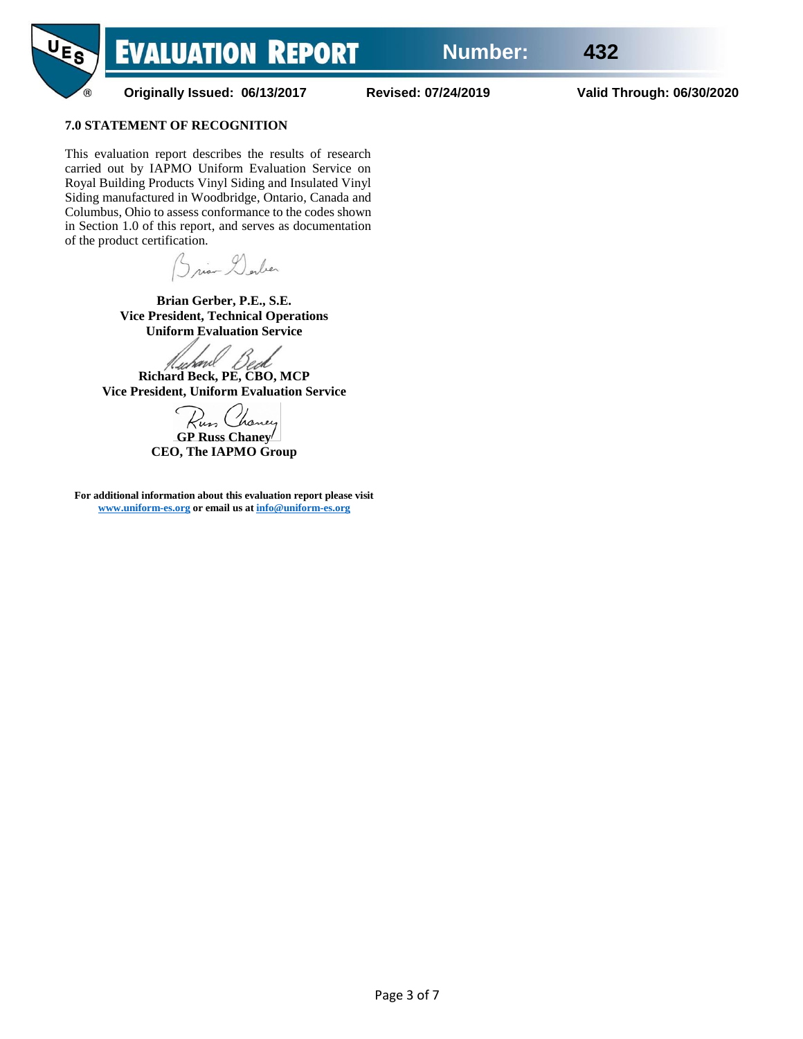## 7.0 STATEMENT OF RECOGNITION

This evaluation report describes the results of research carried out by IAPMO Uniform Evaluation Service on Royal Building Products Vinyl Siding and Insulated Vinyl Siding manufactured in Woodbridge, Ontario, Canada and Columbus, Ohio to assess conformance to the codes shown in Section 1.0 of this report, and serves as documentation of the product certification.

**Brian Gerber, P.E., S.E.**
**Vice President, Technical Operations**
**Uniform Evaluation Service**

**Richard Beck, PE, CBO, MCP**
**Vice President, Uniform Evaluation Service**

**GP Russ Chaney**
**CEO, The IAPMO Group**

**For additional information about this evaluation report please visit www.uniform-es.org or email us at info@uniform-es.org**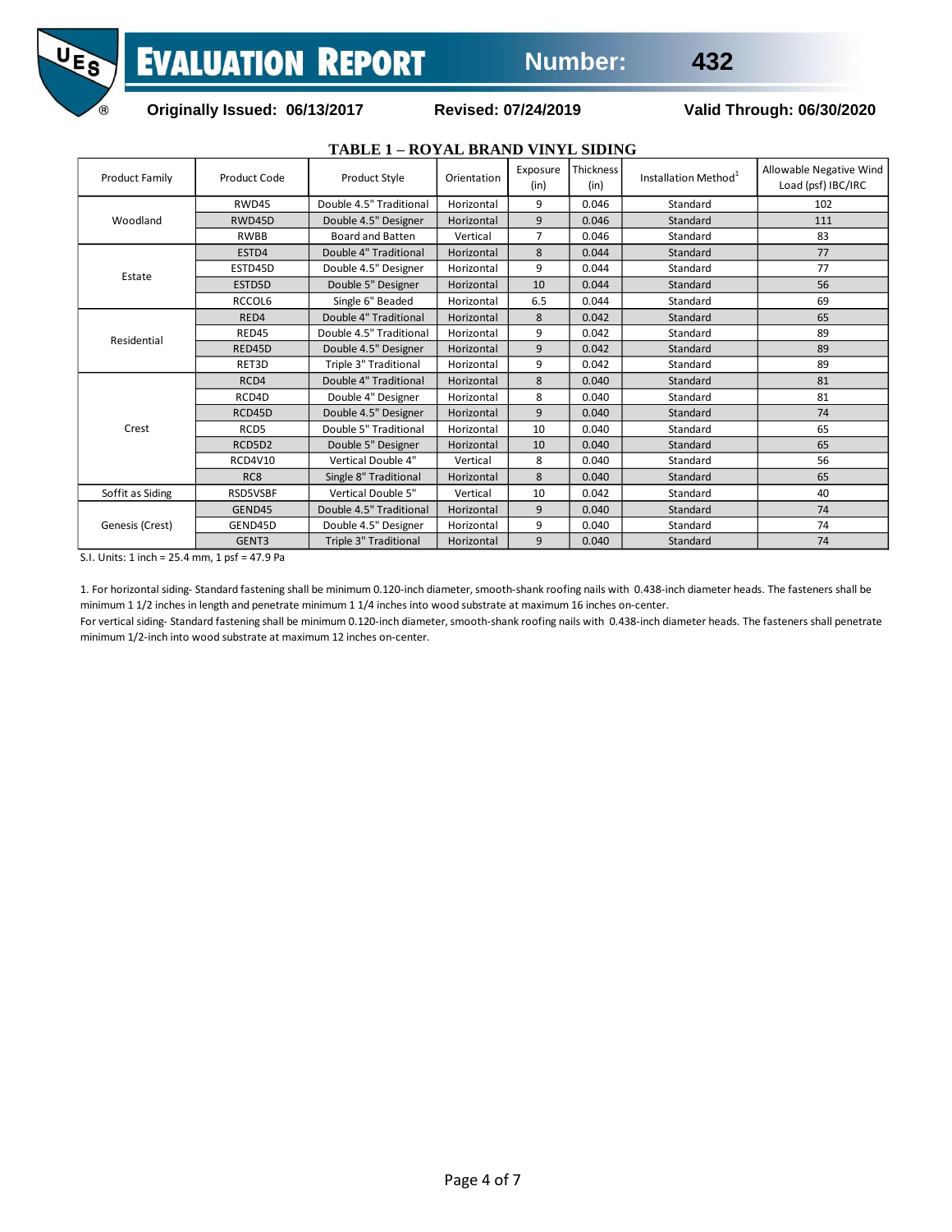## TABLE 1 – ROYAL BRAND VINYL SIDING

| Product Family | Product Code | Product Style | Orientation | Exposure (in) | Thickness (in) | Installation Method[1] | Allowable Negative Wind Load (psf) IBC/IRC |
|---|---|---|---|---|---|---|---|
| Woodland | RWD45 | Double 4.5" Traditional | Horizontal | 9 | 0.046 | Standard | 102 |
| | RWD45D | Double 4.5" Designer | Horizontal | 9 | 0.046 | Standard | 111 |
| | RWBB | Board and Batten | Vertical | 7 | 0.046 | Standard | 83 |
| Estate | ESTD4 | Double 4" Traditional | Horizontal | 8 | 0.044 | Standard | 77 |
| | ESTD45D | Double 4.5" Designer | Horizontal | 9 | 0.044 | Standard | 77 |
| | ESTD5D | Double 5" Designer | Horizontal | 10 | 0.044 | Standard | 56 |
| | RCCOL6 | Single 6" Beaded | Horizontal | 6.5 | 0.044 | Standard | 69 |
| Residential | RED4 | Double 4" Traditional | Horizontal | 8 | 0.042 | Standard | 65 |
| | RED45 | Double 4.5" Traditional | Horizontal | 9 | 0.042 | Standard | 89 |
| | RED45D | Double 4.5" Designer | Horizontal | 9 | 0.042 | Standard | 89 |
| | RET3D | Triple 3" Traditional | Horizontal | 9 | 0.042 | Standard | 89 |
| Crest | RCD4 | Double 4" Traditional | Horizontal | 8 | 0.040 | Standard | 81 |
| | RCD4D | Double 4" Designer | Horizontal | 8 | 0.040 | Standard | 81 |
| | RCD45D | Double 4.5" Designer | Horizontal | 9 | 0.040 | Standard | 74 |
| | RCD5 | Double 5" Traditional | Horizontal | 10 | 0.040 | Standard | 65 |
| | RCD5D2 | Double 5" Designer | Horizontal | 10 | 0.040 | Standard | 65 |
| | RCD4V10 | Vertical Double 4" | Vertical | 8 | 0.040 | Standard | 56 |
| | RC8 | Single 8" Traditional | Horizontal | 8 | 0.040 | Standard | 65 |
| Soffit as Siding | RSD5VSBF | Vertical Double 5" | Vertical | 10 | 0.042 | Standard | 40 |
| Genesis (Crest) | GEND45 | Double 4.5" Traditional | Horizontal | 9 | 0.040 | Standard | 74 |
| | GEND45D | Double 4.5" Designer | Horizontal | 9 | 0.040 | Standard | 74 |
| | GENT3 | Triple 3" Traditional | Horizontal | 9 | 0.040 | Standard | 74 |

S.I. Units: 1 inch = 25.4 mm, 1 psf = 47.9 Pa

1. For horizontal siding- Standard fastening shall be minimum 0.120-inch diameter, smooth-shank roofing nails with 0.438-inch diameter heads. The fasteners shall be minimum 1 1/2 inches in length and penetrate minimum 1 1/4 inches into wood substrate at maximum 16 inches on-center.
For vertical siding- Standard fastening shall be minimum 0.120-inch diameter, smooth-shank roofing nails with 0.438-inch diameter heads. The fasteners shall penetrate minimum 1/2-inch into wood substrate at maximum 12 inches on-center.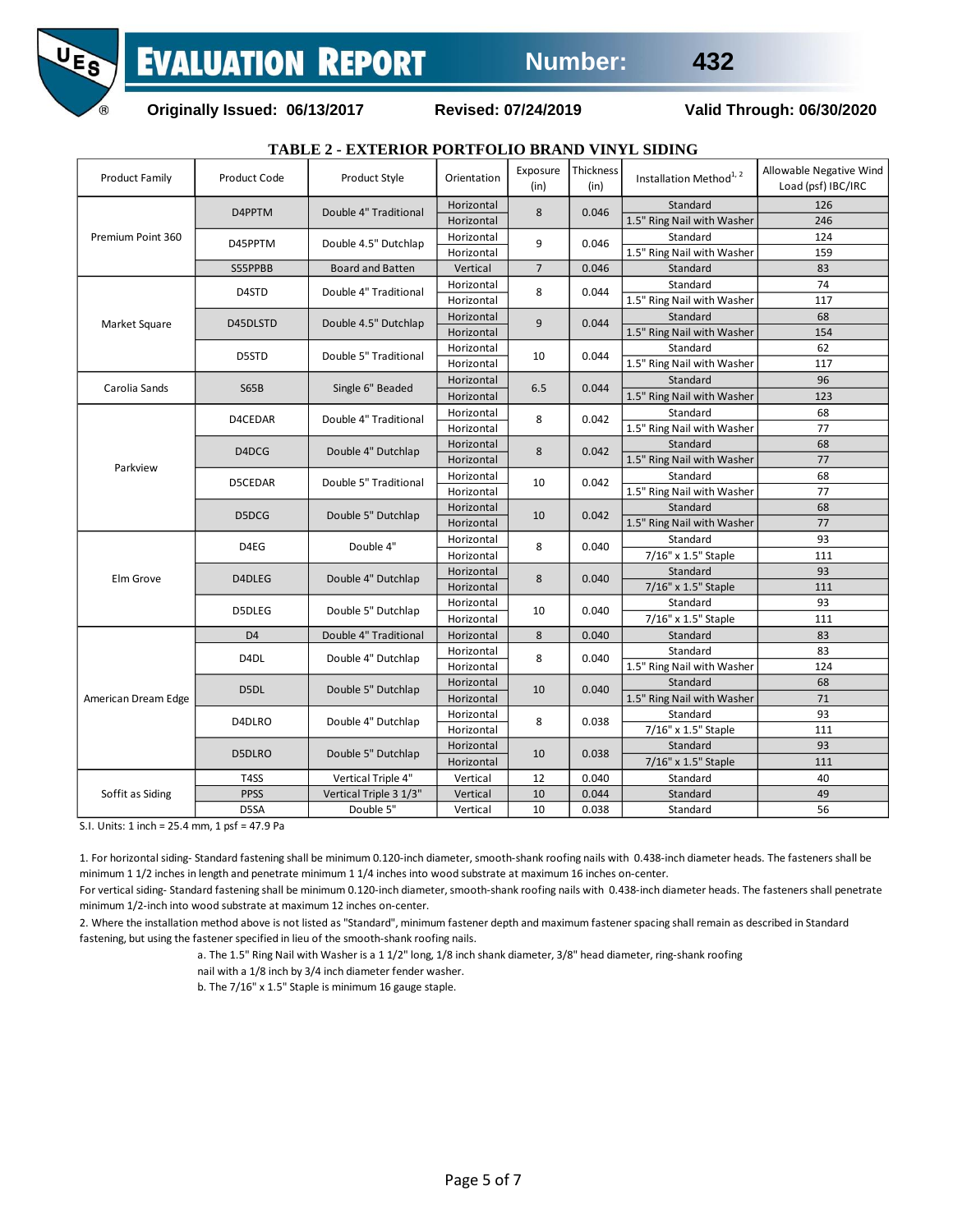# EVALUATION REPORT Number: 432

**Originally Issued: 06/13/2017 Revised: 07/24/2019 Valid Through: 06/30/2020**

### TABLE 2 - EXTERIOR PORTFOLIO BRAND VINYL SIDING

| Product Family | Product Code | Product Style | Orientation | Exposure (in) | Thickness (in) | Installation Method[1, 2] | Allowable Negative Wind Load (psf) IBC/IRC |
|---|---|---|---|---|---|---|---|
| Premium Point 360 | D4PPTM | Double 4" Traditional | Horizontal | 8 | 0.046 | Standard | 126 |
| | | | Horizontal | | | 1.5" Ring Nail with Washer | 246 |
| | D45PPTM | Double 4.5" Dutchlap | Horizontal | 9 | 0.046 | Standard | 124 |
| | | | Horizontal | | | 1.5" Ring Nail with Washer | 159 |
| | S55PPBB | Board and Batten | Vertical | 7 | 0.046 | Standard | 83 |
| Market Square | D4STD | Double 4" Traditional | Horizontal | 8 | 0.044 | Standard | 74 |
| | | | Horizontal | | | 1.5" Ring Nail with Washer | 117 |
| | D45DLSTD | Double 4.5" Dutchlap | Horizontal | 9 | 0.044 | Standard | 68 |
| | | | Horizontal | | | 1.5" Ring Nail with Washer | 154 |
| | D5STD | Double 5" Traditional | Horizontal | 10 | 0.044 | Standard | 62 |
| | | | Horizontal | | | 1.5" Ring Nail with Washer | 117 |
| Carolia Sands | S65B | Single 6" Beaded | Horizontal | 6.5 | 0.044 | Standard | 96 |
| | | | Horizontal | | | 1.5" Ring Nail with Washer | 123 |
| Parkview | D4CEDAR | Double 4" Traditional | Horizontal | 8 | 0.042 | Standard | 68 |
| | | | Horizontal | | | 1.5" Ring Nail with Washer | 77 |
| | D4DCG | Double 4" Dutchlap | Horizontal | 8 | 0.042 | Standard | 68 |
| | | | Horizontal | | | 1.5" Ring Nail with Washer | 77 |
| | D5CEDAR | Double 5" Traditional | Horizontal | 10 | 0.042 | Standard | 68 |
| | | | Horizontal | | | 1.5" Ring Nail with Washer | 77 |
| | D5DCG | Double 5" Dutchlap | Horizontal | 10 | 0.042 | Standard | 68 |
| | | | Horizontal | | | 1.5" Ring Nail with Washer | 77 |
| Elm Grove | D4EG | Double 4" | Horizontal | 8 | 0.040 | Standard | 93 |
| | | | Horizontal | | | 7/16" x 1.5" Staple | 111 |
| | D4DLEG | Double 4" Dutchlap | Horizontal | 8 | 0.040 | Standard | 93 |
| | | | Horizontal | | | 7/16" x 1.5" Staple | 111 |
| | D5DLEG | Double 5" Dutchlap | Horizontal | 10 | 0.040 | Standard | 93 |
| | | | Horizontal | | | 7/16" x 1.5" Staple | 111 |
| American Dream Edge | D4 | Double 4" Traditional | Horizontal | 8 | 0.040 | Standard | 83 |
| | D4DL | Double 4" Dutchlap | Horizontal | 8 | 0.040 | Standard | 83 |
| | | | Horizontal | | | 1.5" Ring Nail with Washer | 124 |
| | D5DL | Double 5" Dutchlap | Horizontal | 10 | 0.040 | Standard | 68 |
| | | | Horizontal | | | 1.5" Ring Nail with Washer | 71 |
| | D4DLRO | Double 4" Dutchlap | Horizontal | 8 | 0.038 | Standard | 93 |
| | | | Horizontal | | | 7/16" x 1.5" Staple | 111 |
| | D5DLRO | Double 5" Dutchlap | Horizontal | 10 | 0.038 | Standard | 93 |
| | | | Horizontal | | | 7/16" x 1.5" Staple | 111 |
| Soffit as Siding | T4SS | Vertical Triple 4" | Vertical | 12 | 0.040 | Standard | 40 |
| | PPSS | Vertical Triple 3 1/3" | Vertical | 10 | 0.044 | Standard | 49 |
| | D5SA | Double 5" | Vertical | 10 | 0.038 | Standard | 56 |

S.I. Units: 1 inch = 25.4 mm, 1 psf = 47.9 Pa

1. For horizontal siding- Standard fastening shall be minimum 0.120-inch diameter, smooth-shank roofing nails with 0.438-inch diameter heads. The fasteners shall be minimum 1 1/2 inches in length and penetrate minimum 1 1/4 inches into wood substrate at maximum 16 inches on-center.
For vertical siding- Standard fastening shall be minimum 0.120-inch diameter, smooth-shank roofing nails with 0.438-inch diameter heads. The fasteners shall penetrate minimum 1/2-inch into wood substrate at maximum 12 inches on-center.
2. Where the installation method above is not listed as "Standard", minimum fastener depth and maximum fastener spacing shall remain as described in Standard fastening, but using the fastener specified in lieu of the smooth-shank roofing nails.
   a. The 1.5" Ring Nail with Washer is a 1 1/2" long, 1/8 inch shank diameter, 3/8" head diameter, ring-shank roofing nail with a 1/8 inch by 3/4 inch diameter fender washer.
   b. The 7/16" x 1.5" Staple is minimum 16 gauge staple.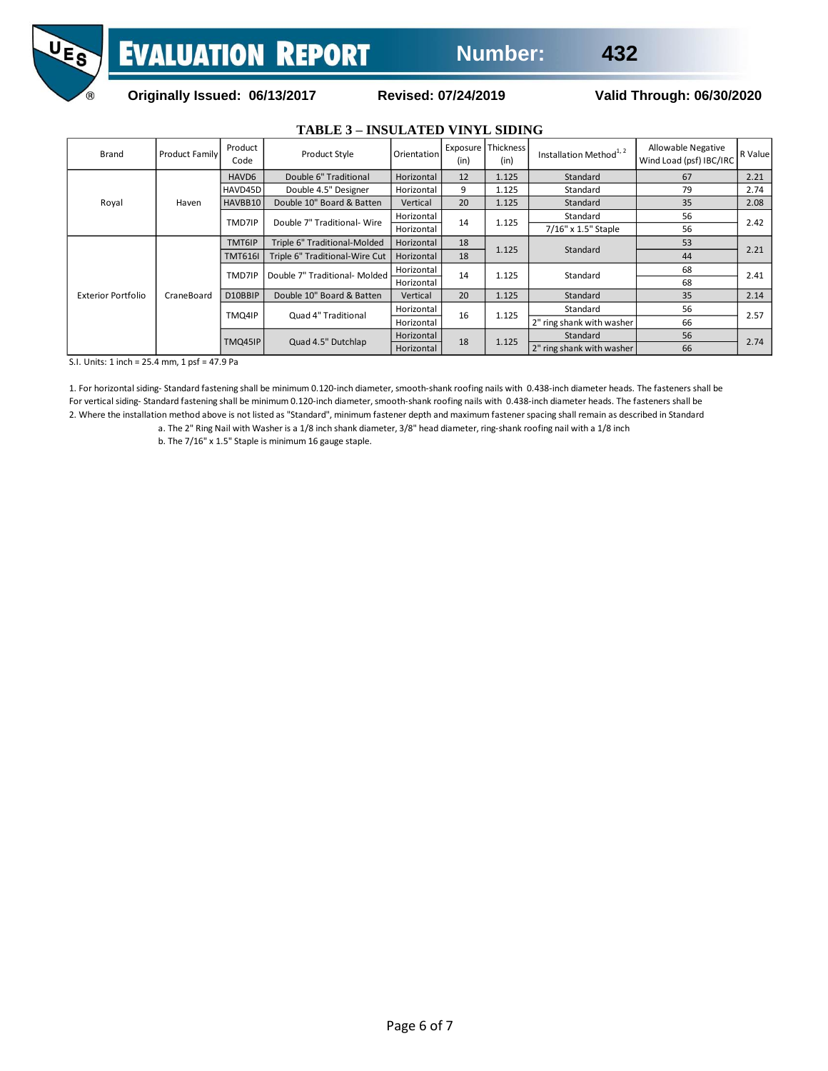**EVALUATION REPORT** Number: 432

Originally Issued: 06/13/2017 Revised: 07/24/2019 Valid Through: 06/30/2020

## TABLE 3 – INSULATED VINYL SIDING

| Brand | Product Family | Product Code | Product Style | Orientation | Exposure (in) | Thickness (in) | Installation Method[1, 2] | Allowable Negative Wind Load (psf) IBC/IRC | R Value |
|---|---|---|---|---|---|---|---|---|---|
| Royal | Haven | HAVD6 | Double 6" Traditional | Horizontal | 12 | 1.125 | Standard | 67 | 2.21 |
| | | HAVD45D | Double 4.5" Designer | Horizontal | 9 | 1.125 | Standard | 79 | 2.74 |
| | | HAVBB10 | Double 10" Board & Batten | Vertical | 20 | 1.125 | Standard | 35 | 2.08 |
| | | TMD7IP | Double 7" Traditional- Wire | Horizontal | 14 | 1.125 | Standard | 56 | 2.42 |
| | | | | Horizontal | | | 7/16" x 1.5" Staple | 56 | |
| Exterior Portfolio | CraneBoard | TMT6IP | Triple 6" Traditional-Molded | Horizontal | 18 | 1.125 | Standard | 53 | 2.21 |
| | | TMT616I | Triple 6" Traditional-Wire Cut | Horizontal | 18 | | | 44 | |
| | | TMD7IP | Double 7" Traditional- Molded | Horizontal | 14 | 1.125 | Standard | 68 | 2.41 |
| | | | | Horizontal | | | | 68 | |
| | | D10BBIP | Double 10" Board & Batten | Vertical | 20 | 1.125 | Standard | 35 | 2.14 |
| | | TMQ4IP | Quad 4" Traditional | Horizontal | 16 | 1.125 | Standard | 56 | 2.57 |
| | | | | Horizontal | | | 2" ring shank with washer | 66 | |
| | | TMQ45IP | Quad 4.5" Dutchlap | Horizontal | 18 | 1.125 | Standard | 56 | 2.74 |
| | | | | Horizontal | | | 2" ring shank with washer | 66 | |

S.I. Units: 1 inch = 25.4 mm, 1 psf = 47.9 Pa

1. For horizontal siding- Standard fastening shall be minimum 0.120-inch diameter, smooth-shank roofing nails with 0.438-inch diameter heads. The fasteners shall be
For vertical siding- Standard fastening shall be minimum 0.120-inch diameter, smooth-shank roofing nails with 0.438-inch diameter heads. The fasteners shall be
2. Where the installation method above is not listed as "Standard", minimum fastener depth and maximum fastener spacing shall remain as described in Standard
   a. The 2" Ring Nail with Washer is a 1/8 inch shank diameter, 3/8" head diameter, ring-shank roofing nail with a 1/8 inch
   b. The 7/16" x 1.5" Staple is minimum 16 gauge staple.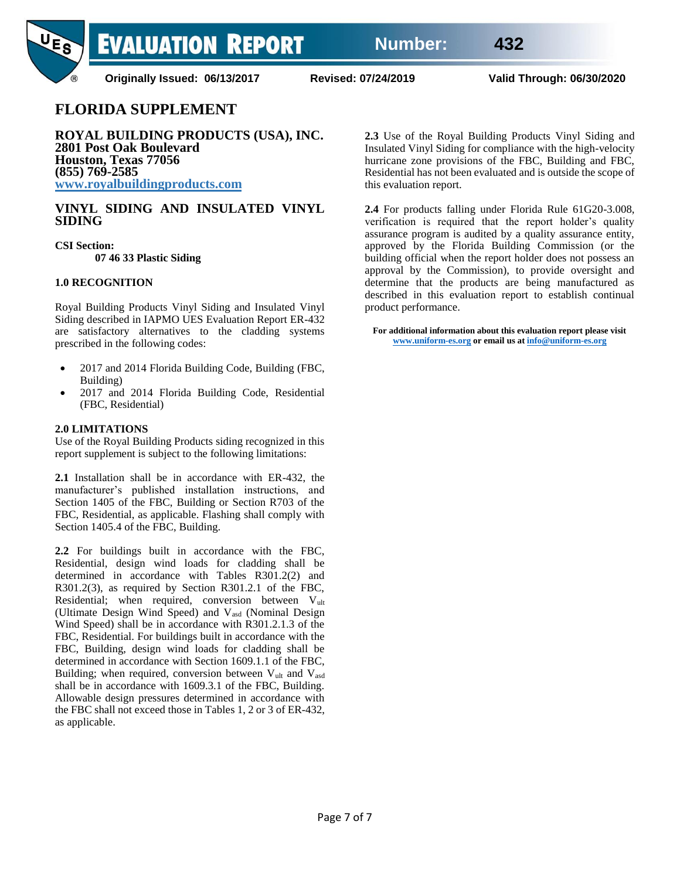# EVALUATION REPORT Number: 432

**Originally Issued: 06/13/2017 Revised: 07/24/2019 Valid Through: 06/30/2020**

## FLORIDA SUPPLEMENT

**ROYAL BUILDING PRODUCTS (USA), INC.**
**2801 Post Oak Boulevard**
**Houston, Texas 77056**
**(855) 769-2585**
**www.royalbuildingproducts.com**

## VINYL SIDING AND INSULATED VINYL SIDING

**CSI Section:**
**07 46 33 Plastic Siding**

### 1.0 RECOGNITION

Royal Building Products Vinyl Siding and Insulated Vinyl Siding described in IAPMO UES Evaluation Report ER-432 are satisfactory alternatives to the cladding systems prescribed in the following codes:

- 2017 and 2014 Florida Building Code, Building (FBC, Building)
- 2017 and 2014 Florida Building Code, Residential (FBC, Residential)

### 2.0 LIMITATIONS

Use of the Royal Building Products siding recognized in this report supplement is subject to the following limitations:

**2.1** Installation shall be in accordance with ER-432, the manufacturer's published installation instructions, and Section 1405 of the FBC, Building or Section R703 of the FBC, Residential, as applicable. Flashing shall comply with Section 1405.4 of the FBC, Building.

**2.2** For buildings built in accordance with the FBC, Residential, design wind loads for cladding shall be determined in accordance with Tables R301.2(2) and R301.2(3), as required by Section R301.2.1 of the FBC, Residential; when required, conversion between $V_{ult}$ (Ultimate Design Wind Speed) and $V_{asd}$ (Nominal Design Wind Speed) shall be in accordance with R301.2.1.3 of the FBC, Residential. For buildings built in accordance with the FBC, Building, design wind loads for cladding shall be determined in accordance with Section 1609.1.1 of the FBC, Building; when required, conversion between $V_{ult}$ and $V_{asd}$ shall be in accordance with 1609.3.1 of the FBC, Building. Allowable design pressures determined in accordance with the FBC shall not exceed those in Tables 1, 2 or 3 of ER-432, as applicable.

**2.3** Use of the Royal Building Products Vinyl Siding and Insulated Vinyl Siding for compliance with the high-velocity hurricane zone provisions of the FBC, Building and FBC, Residential has not been evaluated and is outside the scope of this evaluation report.

**2.4** For products falling under Florida Rule 61G20-3.008, verification is required that the report holder's quality assurance program is audited by a quality assurance entity, approved by the Florida Building Commission (or the building official when the report holder does not possess an approval by the Commission), to provide oversight and determine that the products are being manufactured as described in this evaluation report to establish continual product performance.

**For additional information about this evaluation report please visit www.uniform-es.org or email us at info@uniform-es.org**